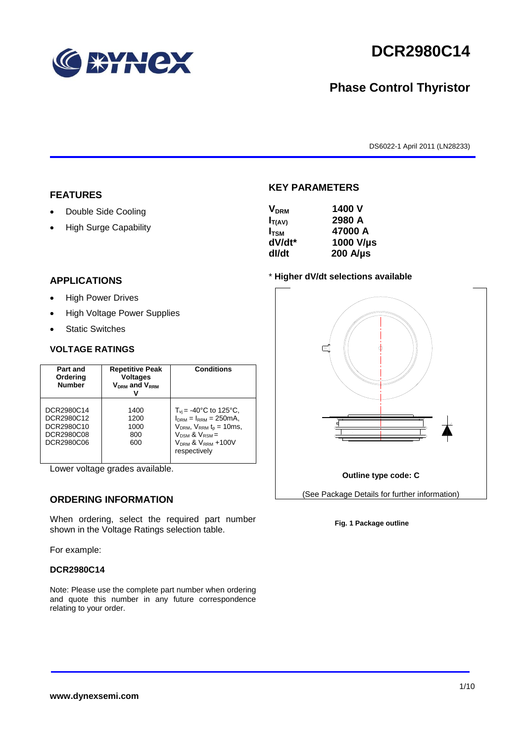# DCR2980C14

## Phase Control Thyristor

DS6022-1 April 2011 (LN28233)

## FEATURES

- Double Side Cooling
- High Surge Capability

## APPLICATIONS

- High Power Drives
- High Voltage Power Supplies
- Static Switches

## KEY PARAMETERS

| | |
|---|---|
| $V_{DRM}$ | 1400 V |
| $I_{T(AV)}$ | 2980 A |
| $I_{TSM}$ | 47000 A |
| dV/dt* | 1000 V/µs |
| dI/dt | 200 A/µs |

\* **Higher dV/dt selections available**

**Outline type code: C**

(See Package Details for further information)

**Fig. 1 Package outline**

### VOLTAGE RATINGS

| Part and Ordering Number | Repetitive Peak Voltages $V_{DRM}$ and $V_{RRM}$ V | Conditions |
|---|---|---|
| DCR2980C14<br>DCR2980C12<br>DCR2980C10<br>DCR2980C08<br>DCR2980C06 | 1400<br>1200<br>1000<br>800<br>600 | $T_{vj}$ = -40°C to 125°C, $I_{DRM}$ = $I_{RRM}$ = 250mA, $V_{DRM}$, $V_{RRM}$ $t_p$ = 10ms, $V_{DSM}$ & $V_{RSM}$ = $V_{DRM}$ & $V_{RRM}$ +100V respectively |

Lower voltage grades available.

## ORDERING INFORMATION

When ordering, select the required part number shown in the Voltage Ratings selection table.

For example:

**DCR2980C14**

Note: Please use the complete part number when ordering and quote this number in any future correspondence relating to your order.

**www.dynexsemi.com**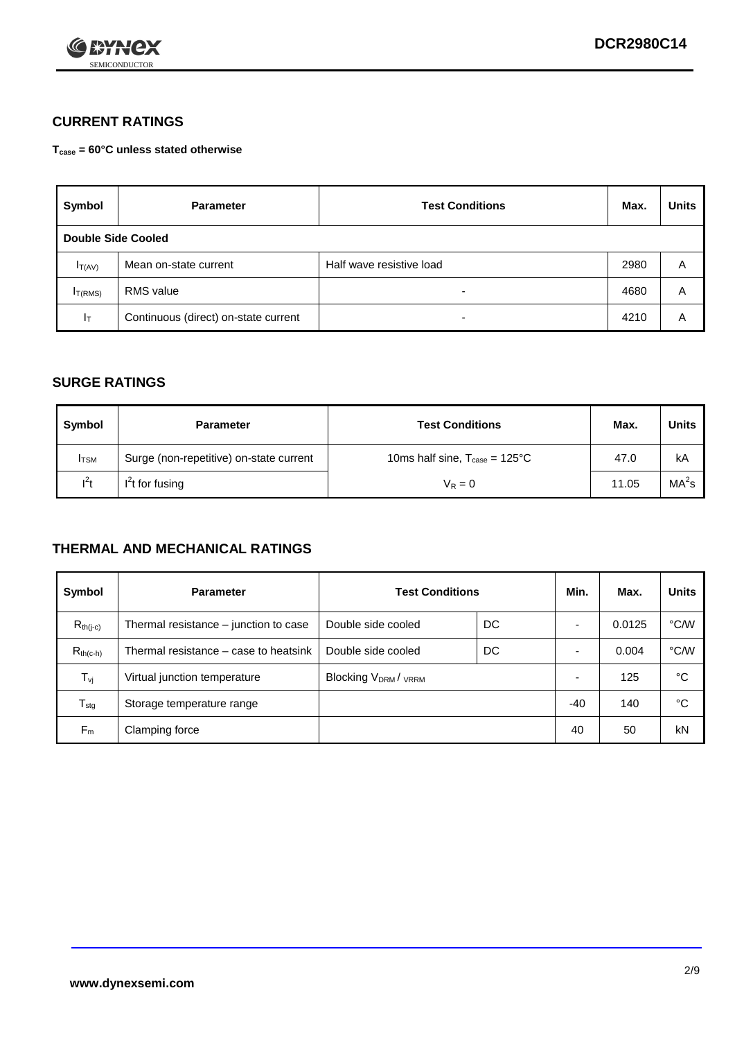## CURRENT RATINGS

**$T_{case}$ = 60°C unless stated otherwise**

| Symbol | Parameter | Test Conditions | Max. | Units |
|---|---|---|---|---|
| **Double Side Cooled** | | | | |
| $I_{T(AV)}$ | Mean on-state current | Half wave resistive load | 2980 | A |
| $I_{T(RMS)}$ | RMS value | - | 4680 | A |
| $I_T$ | Continuous (direct) on-state current | - | 4210 | A |

## SURGE RATINGS

| Symbol | Parameter | Test Conditions | Max. | Units |
|---|---|---|---|---|
| $I_{TSM}$ | Surge (non-repetitive) on-state current | 10ms half sine, $T_{case}$ = 125°C | 47.0 | kA |
| $I^2t$ | $I^2t$ for fusing | $V_R = 0$ | 11.05 | $MA^2s$ |

## THERMAL AND MECHANICAL RATINGS

| Symbol | Parameter | Test Conditions | | Min. | Max. | Units |
|---|---|---|---|---|---|---|
| $R_{th(j-c)}$ | Thermal resistance – junction to case | Double side cooled | DC | - | 0.0125 | °C/W |
| $R_{th(c-h)}$ | Thermal resistance – case to heatsink | Double side cooled | DC | - | 0.004 | °C/W |
| $T_{vj}$ | Virtual junction temperature | Blocking $V_{DRM}$ / $_{VRRM}$ | | - | 125 | °C |
| $T_{stg}$ | Storage temperature range | | | -40 | 140 | °C |
| $F_m$ | Clamping force | | | 40 | 50 | kN |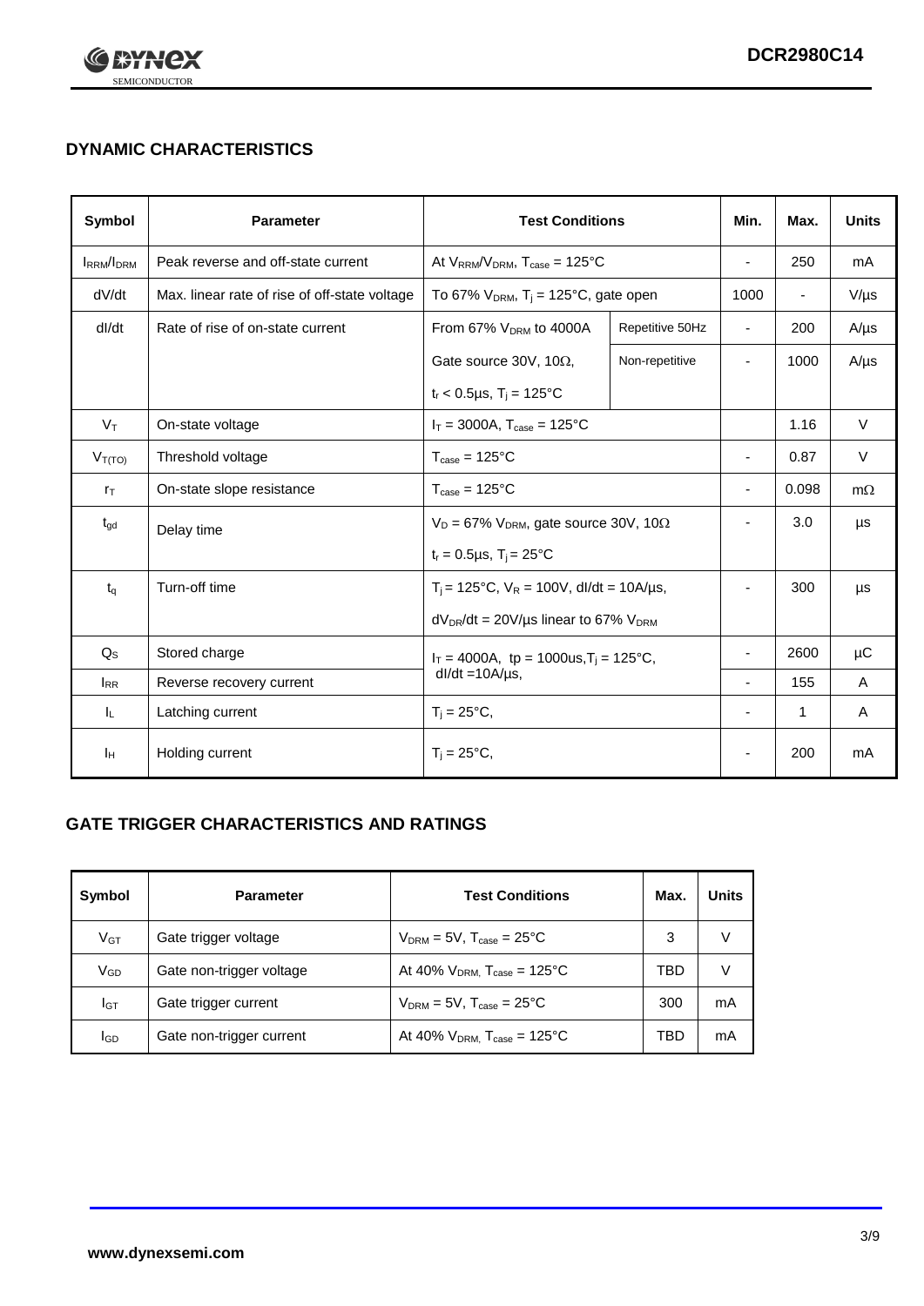## DYNAMIC CHARACTERISTICS

| Symbol | Parameter | Test Conditions | | Min. | Max. | Units |
|---|---|---|---|---|---|---|
| $I_{RRM}/I_{DRM}$ | Peak reverse and off-state current | At $V_{RRM}/V_{DRM}$, $T_{case}$ = 125°C | | - | 250 | mA |
| dV/dt | Max. linear rate of rise of off-state voltage | To 67% $V_{DRM}$, $T_j$ = 125°C, gate open | | 1000 | - | V/µs |
| dI/dt | Rate of rise of on-state current | From 67% $V_{DRM}$ to 4000A | Repetitive 50Hz | - | 200 | A/µs |
| | | Gate source 30V, 10Ω, | Non-repetitive | - | 1000 | A/µs |
| | | $t_r$ < 0.5µs, $T_j$ = 125°C | | | | |
| $V_T$ | On-state voltage | $I_T$ = 3000A, $T_{case}$ = 125°C | | | 1.16 | V |
| $V_{T(TO)}$ | Threshold voltage | $T_{case}$ = 125°C | | - | 0.87 | V |
| $r_T$ | On-state slope resistance | $T_{case}$ = 125°C | | - | 0.098 | mΩ |
| $t_{gd}$ | Delay time | $V_D$ = 67% $V_{DRM}$, gate source 30V, 10Ω | | - | 3.0 | µs |
| | | $t_r$ = 0.5µs, $T_j$ = 25°C | | | | |
| $t_q$ | Turn-off time | $T_j$ = 125°C, $V_R$ = 100V, dI/dt = 10A/µs, | | - | 300 | µs |
| | | $dV_{DR}/dt$ = 20V/µs linear to 67% $V_{DRM}$ | | | | |
| $Q_S$ | Stored charge | $I_T$ = 4000A, tp = 1000us, $T_j$ = 125°C, dI/dt =10A/µs, | | - | 2600 | µC |
| $I_{RR}$ | Reverse recovery current | | | - | 155 | A |
| $I_L$ | Latching current | $T_j$ = 25°C, | | - | 1 | A |
| $I_H$ | Holding current | $T_j$ = 25°C, | | - | 200 | mA |

## GATE TRIGGER CHARACTERISTICS AND RATINGS

| Symbol | Parameter | Test Conditions | Max. | Units |
|---|---|---|---|---|
| $V_{GT}$ | Gate trigger voltage | $V_{DRM}$ = 5V, $T_{case}$ = 25°C | 3 | V |
| $V_{GD}$ | Gate non-trigger voltage | At 40% $V_{DRM}$, $T_{case}$ = 125°C | TBD | V |
| $I_{GT}$ | Gate trigger current | $V_{DRM}$ = 5V, $T_{case}$ = 25°C | 300 | mA |
| $I_{GD}$ | Gate non-trigger current | At 40% $V_{DRM}$, $T_{case}$ = 125°C | TBD | mA |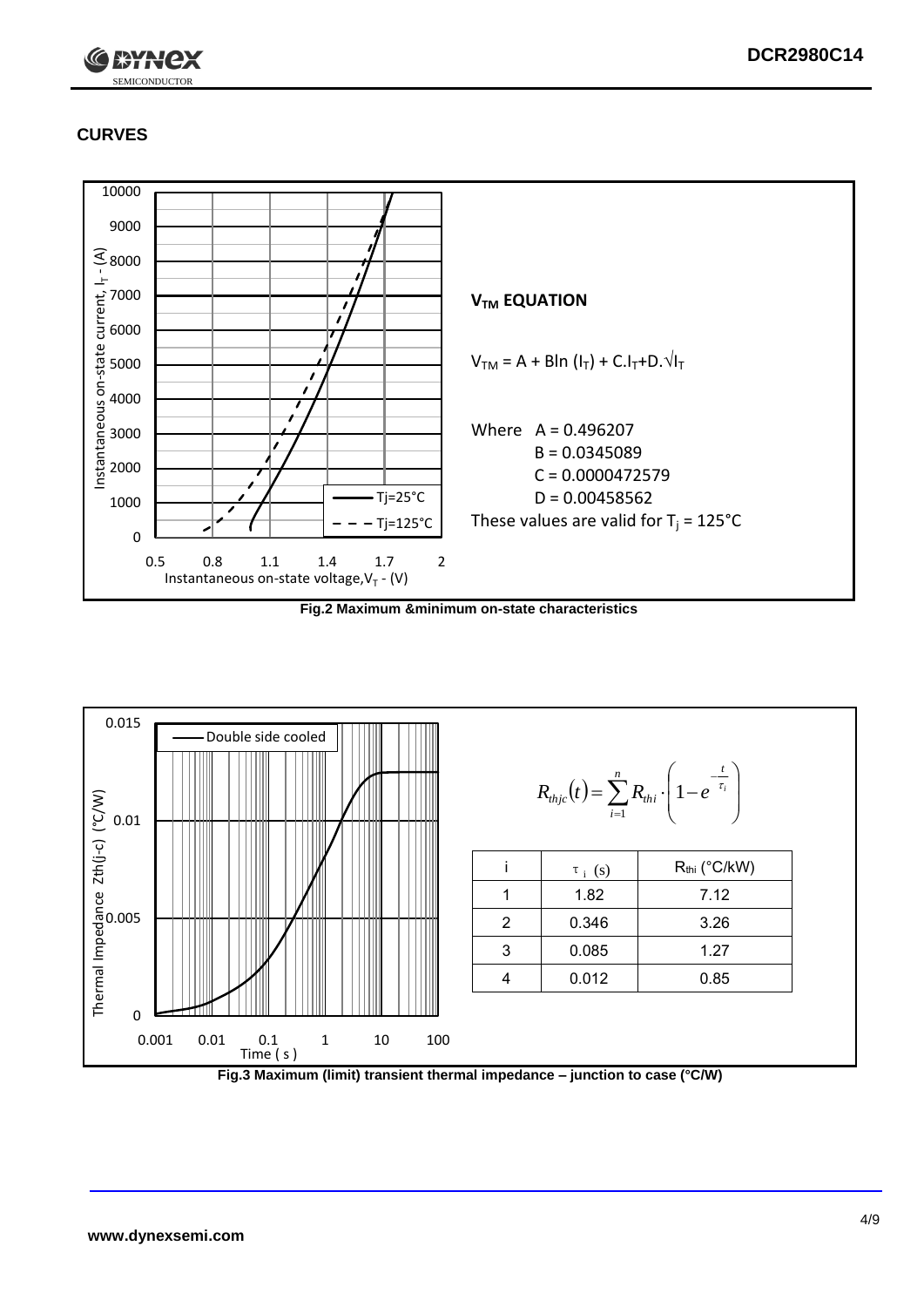## CURVES

**$V_{TM}$ EQUATION**

$$V_{TM} = A + B\ln(I_T) + C.I_T + D.\sqrt{I_T}$$

Where A = 0.496207
B = 0.0345089
C = 0.0000472579
D = 0.00458562

These values are valid for $T_j$ = 125°C

**Fig.2 Maximum &minimum on-state characteristics**

$$R_{thjc}(t) = \sum_{i=1}^{n} R_{thi} \cdot \left(1 - e^{-\frac{t}{\tau_i}}\right)$$

| i | $\tau_i$ (s) | $R_{thi}$ (°C/kW) |
|---|---|---|
| 1 | 1.82 | 7.12 |
| 2 | 0.346 | 3.26 |
| 3 | 0.085 | 1.27 |
| 4 | 0.012 | 0.85 |

**Fig.3 Maximum (limit) transient thermal impedance – junction to case (°C/W)**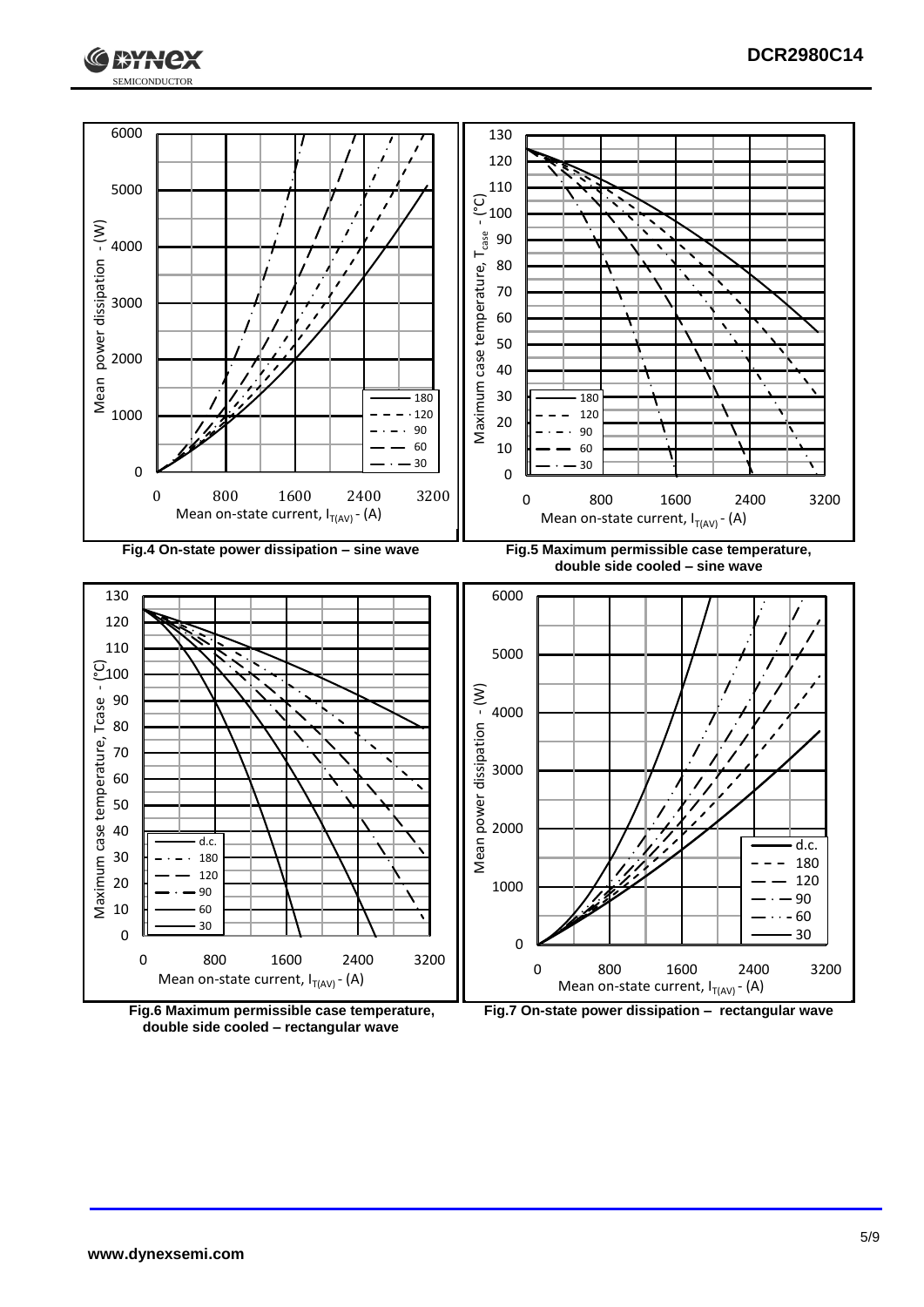Fig.4 On-state power dissipation – sine wave

Fig.5 Maximum permissible case temperature, double side cooled – sine wave

Fig.6 Maximum permissible case temperature, double side cooled – rectangular wave

Fig.7 On-state power dissipation – rectangular wave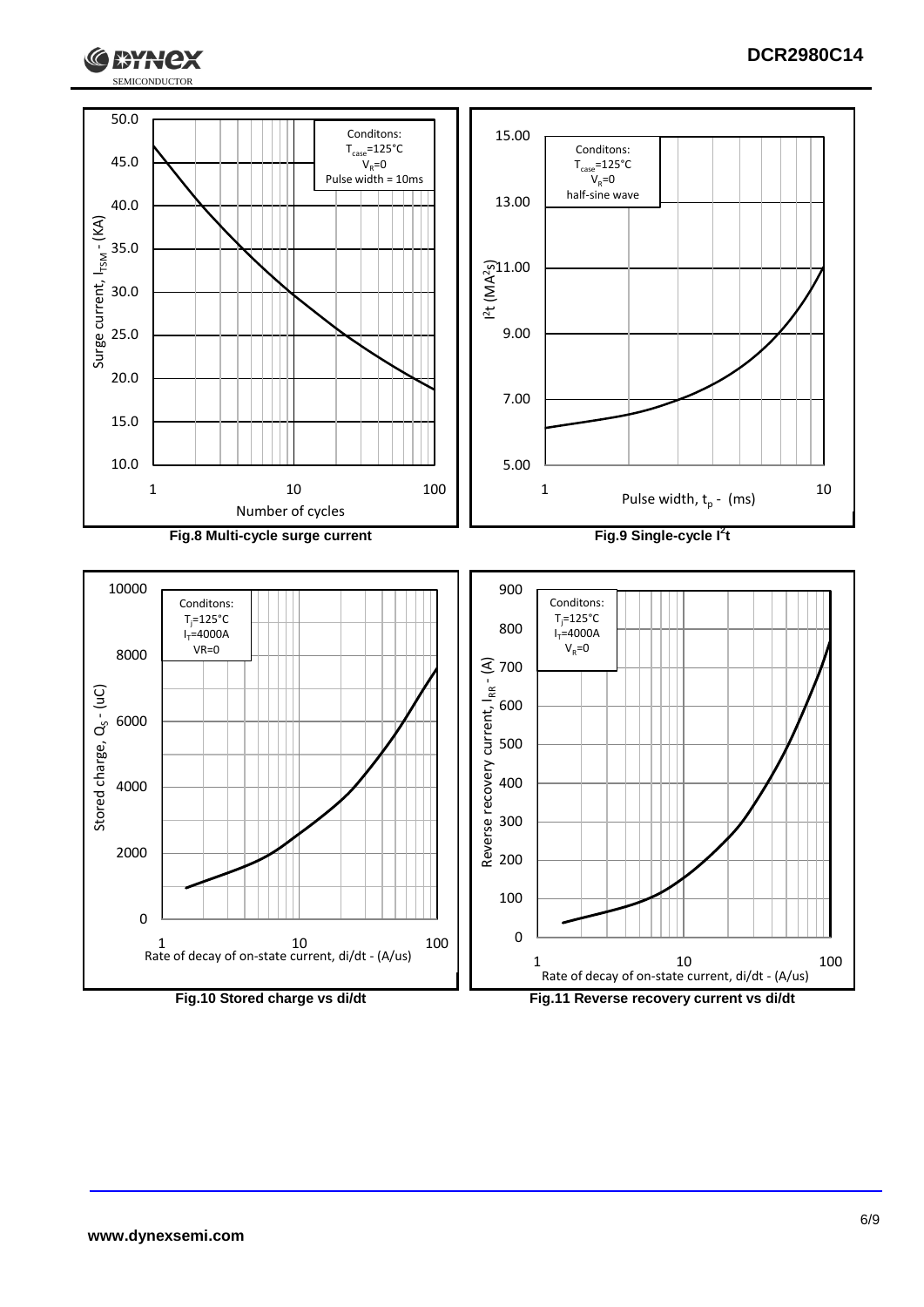Conditons:
$T_{case}$=125°C
$V_R$=0
Pulse width = 10ms

Surge current, $I_{TSM}$ - (KA)

Number of cycles

**Fig.8 Multi-cycle surge current**

Conditons:
$T_{case}$=125°C
$V_R$=0
half-sine wave

$I^2t$ ($MA^2s$)

Pulse width, $t_p$ - (ms)

**Fig.9 Single-cycle $I^2t$**

Conditons:
$T_j$=125°C
$I_T$=4000A
VR=0

Stored charge, $Q_S$ - (uC)

Rate of decay of on-state current, di/dt - (A/us)

**Fig.10 Stored charge vs di/dt**

Conditons:
$T_j$=125°C
$I_T$=4000A
$V_R$=0

Reverse recovery current, $I_{RR}$ - (A)

Rate of decay of on-state current, di/dt - (A/us)

**Fig.11 Reverse recovery current vs di/dt**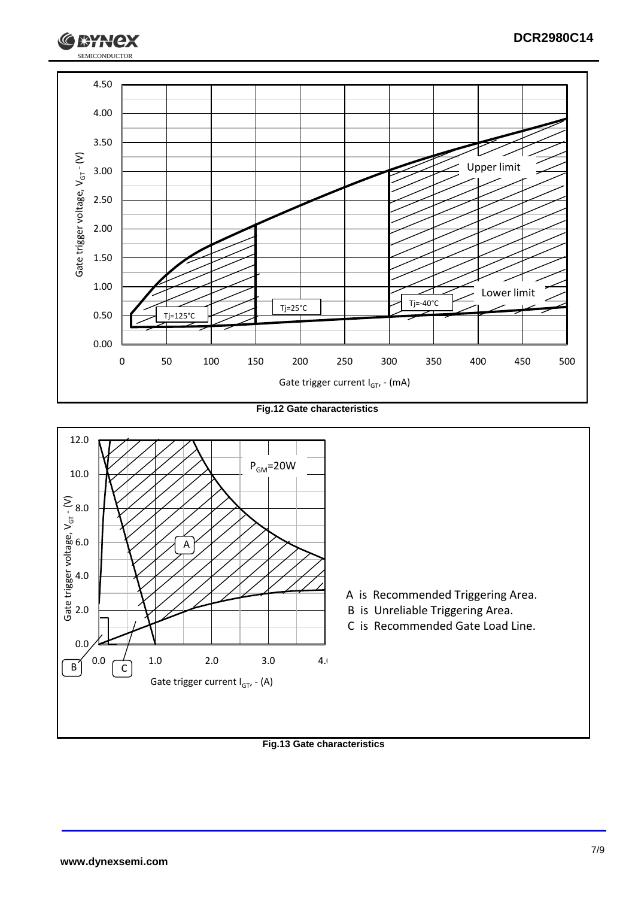Fig.12 Gate characteristics

A is Recommended Triggering Area.
B is Unreliable Triggering Area.
C is Recommended Gate Load Line.

Fig.13 Gate characteristics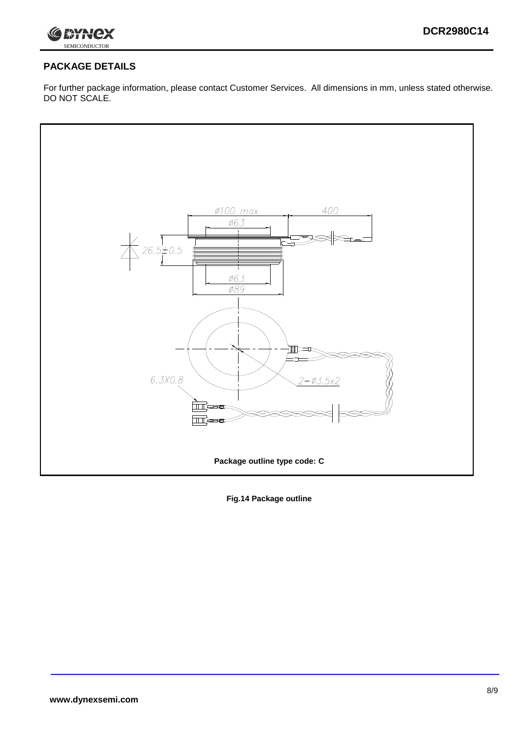## PACKAGE DETAILS

For further package information, please contact Customer Services. All dimensions in mm, unless stated otherwise. DO NOT SCALE.

Package outline type code: C

**Fig.14 Package outline**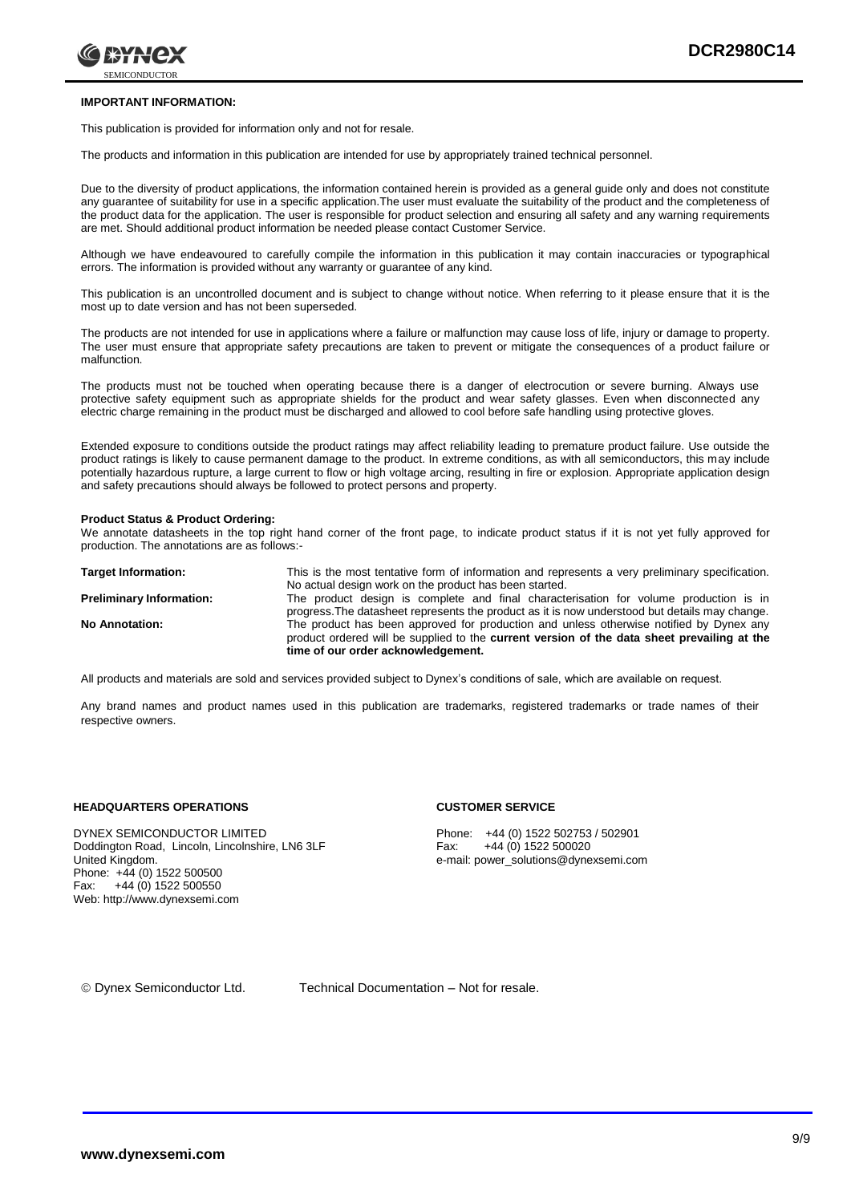**IMPORTANT INFORMATION:**

This publication is provided for information only and not for resale.

The products and information in this publication are intended for use by appropriately trained technical personnel.

Due to the diversity of product applications, the information contained herein is provided as a general guide only and does not constitute any guarantee of suitability for use in a specific application.The user must evaluate the suitability of the product and the completeness of the product data for the application. The user is responsible for product selection and ensuring all safety and any warning requirements are met. Should additional product information be needed please contact Customer Service.

Although we have endeavoured to carefully compile the information in this publication it may contain inaccuracies or typographical errors. The information is provided without any warranty or guarantee of any kind.

This publication is an uncontrolled document and is subject to change without notice. When referring to it please ensure that it is the most up to date version and has not been superseded.

The products are not intended for use in applications where a failure or malfunction may cause loss of life, injury or damage to property. The user must ensure that appropriate safety precautions are taken to prevent or mitigate the consequences of a product failure or malfunction.

The products must not be touched when operating because there is a danger of electrocution or severe burning. Always use protective safety equipment such as appropriate shields for the product and wear safety glasses. Even when disconnected any electric charge remaining in the product must be discharged and allowed to cool before safe handling using protective gloves.

Extended exposure to conditions outside the product ratings may affect reliability leading to premature product failure. Use outside the product ratings is likely to cause permanent damage to the product. In extreme conditions, as with all semiconductors, this may include potentially hazardous rupture, a large current to flow or high voltage arcing, resulting in fire or explosion. Appropriate application design and safety precautions should always be followed to protect persons and property.

**Product Status & Product Ordering:**

We annotate datasheets in the top right hand corner of the front page, to indicate product status if it is not yet fully approved for production. The annotations are as follows:-

| | |
|---|---|
| **Target Information:** | This is the most tentative form of information and represents a very preliminary specification. No actual design work on the product has been started. |
| **Preliminary Information:** | The product design is complete and final characterisation for volume production is in progress.The datasheet represents the product as it is now understood but details may change. |
| **No Annotation:** | The product has been approved for production and unless otherwise notified by Dynex any product ordered will be supplied to the **current version of the data sheet prevailing at the time of our order acknowledgement.** |

All products and materials are sold and services provided subject to Dynex's conditions of sale, which are available on request.

Any brand names and product names used in this publication are trademarks, registered trademarks or trade names of their respective owners.

**HEADQUARTERS OPERATIONS**

DYNEX SEMICONDUCTOR LIMITED
Doddington Road, Lincoln, Lincolnshire, LN6 3LF
United Kingdom.
Phone: +44 (0) 1522 500500
Fax: +44 (0) 1522 500550
Web: http://www.dynexsemi.com

**CUSTOMER SERVICE**

Phone: +44 (0) 1522 502753 / 502901
Fax: +44 (0) 1522 500020
e-mail: power_solutions@dynexsemi.com

© Dynex Semiconductor Ltd. Technical Documentation – Not for resale.